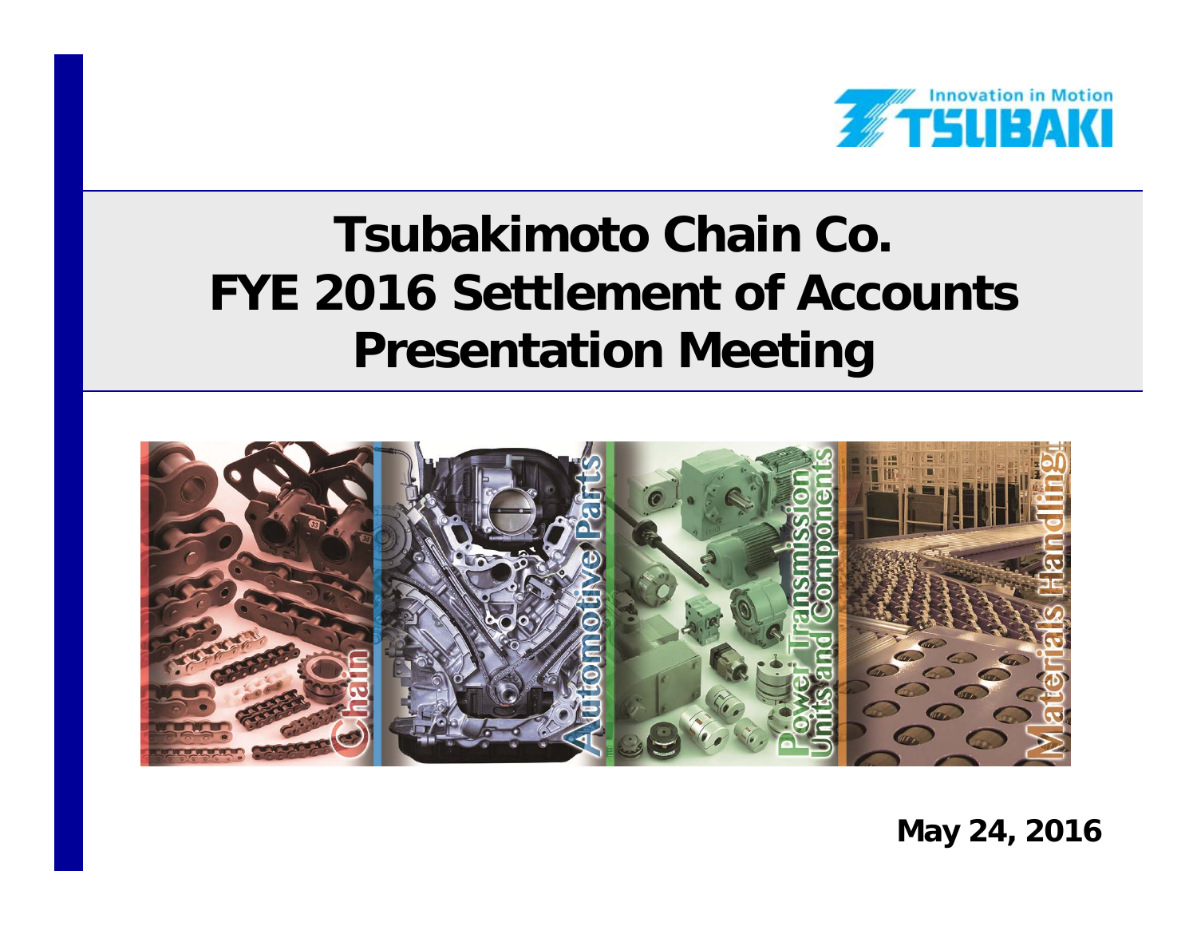Innovation in Motion
TSUBAKI

# Tsubakimoto Chain Co.
# FYE 2016 Settlement of Accounts
# Presentation Meeting

Chain | Automotive Parts | Power Transmission Units and Components | Materials Handling

**May 24, 2016**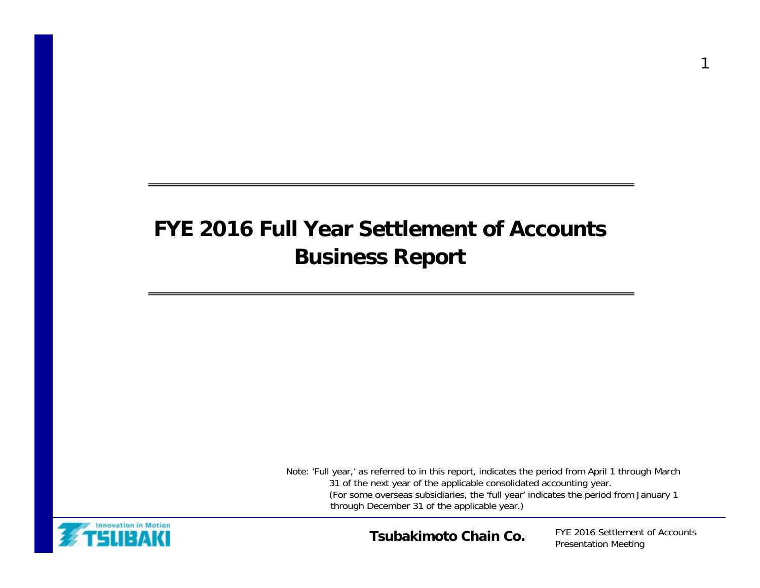# FYE 2016 Full Year Settlement of Accounts Business Report

Note: 'Full year,' as referred to in this report, indicates the period from April 1 through March 31 of the next year of the applicable consolidated accounting year.
(For some overseas subsidiaries, the 'full year' indicates the period from January 1 through December 31 of the applicable year.)

**Tsubakimoto Chain Co.**

FYE 2016 Settlement of Accounts Presentation Meeting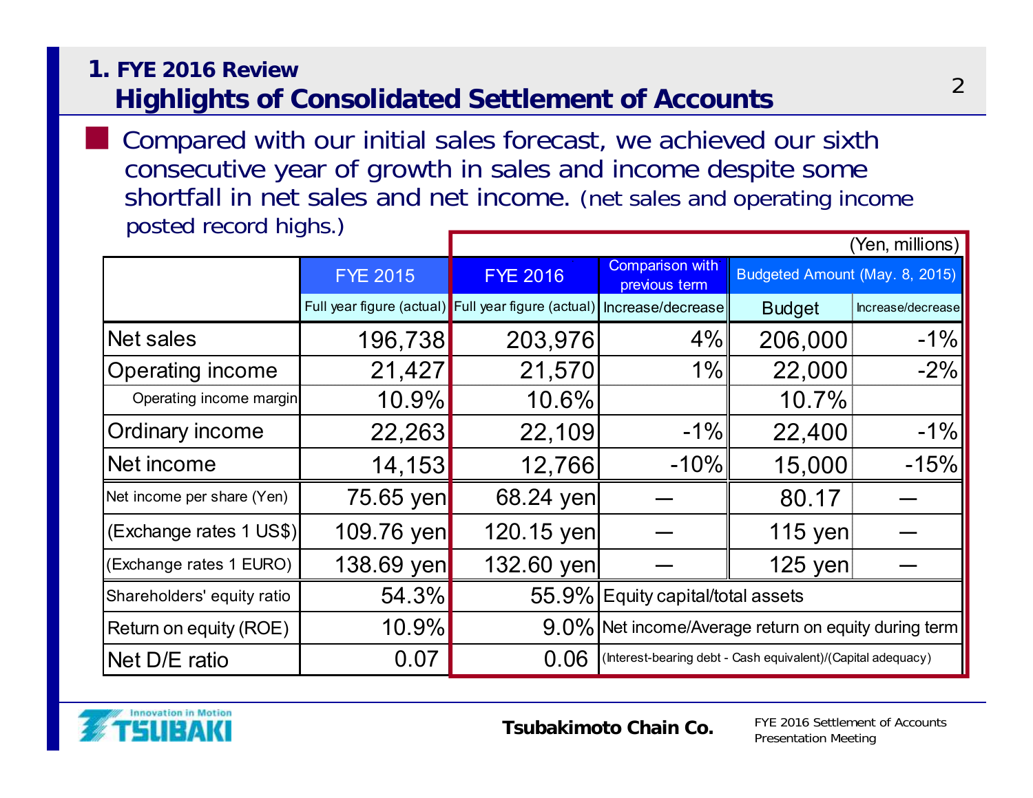# 1. FYE 2016 Review

## Highlights of Consolidated Settlement of Accounts

- Compared with our initial sales forecast, we achieved our sixth consecutive year of growth in sales and income despite some shortfall in net sales and net income. (net sales and operating income posted record highs.)

(Yen, millions)

| | FYE 2015 | FYE 2016 | Comparison with previous term | Budgeted Amount (May. 8, 2015) | |
|---|---|---|---|---|---|
| | Full year figure (actual) | Full year figure (actual) | Increase/decrease | Budget | Increase/decrease |
| Net sales | 196,738 | 203,976 | 4% | 206,000 | -1% |
| Operating income | 21,427 | 21,570 | 1% | 22,000 | -2% |
| Operating income margin | 10.9% | 10.6% | | 10.7% | |
| Ordinary income | 22,263 | 22,109 | -1% | 22,400 | -1% |
| Net income | 14,153 | 12,766 | -10% | 15,000 | -15% |
| Net income per share (Yen) | 75.65 yen | 68.24 yen | — | 80.17 | — |
| (Exchange rates 1 US$) | 109.76 yen | 120.15 yen | — | 115 yen | — |
| (Exchange rates 1 EURO) | 138.69 yen | 132.60 yen | — | 125 yen | — |
| Shareholders' equity ratio | 54.3% | 55.9% | Equity capital/total assets | | |
| Return on equity (ROE) | 10.9% | 9.0% | Net income/Average return on equity during term | | |
| Net D/E ratio | 0.07 | 0.06 | (Interest-bearing debt - Cash equivalent)/(Capital adequacy) | | |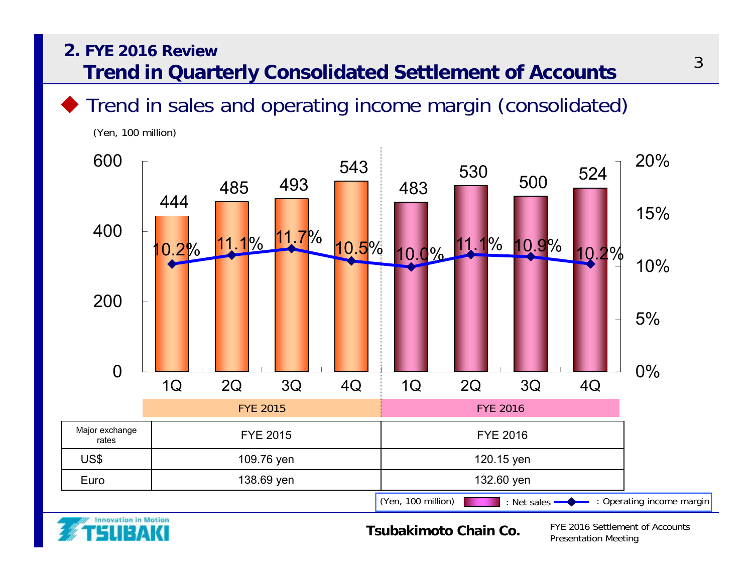## 2. FYE 2016 Review
## Trend in Quarterly Consolidated Settlement of Accounts

◆ Trend in sales and operating income margin (consolidated)

(Yen, 100 million)

| | FYE 2015 1Q | FYE 2015 2Q | FYE 2015 3Q | FYE 2015 4Q | FYE 2016 1Q | FYE 2016 2Q | FYE 2016 3Q | FYE 2016 4Q |
|---|---|---|---|---|---|---|---|---|
| Net sales | 444 | 485 | 493 | 543 | 483 | 530 | 500 | 524 |
| Operating income margin | 10.2% | 11.1% | 11.7% | 10.5% | 10.0% | 11.1% | 10.9% | 10.2% |

| Major exchange rates | FYE 2015 | FYE 2016 |
|---|---|---|
| US$ | 109.76 yen | 120.15 yen |
| Euro | 138.69 yen | 132.60 yen |

(Yen, 100 million) : Net sales : Operating income margin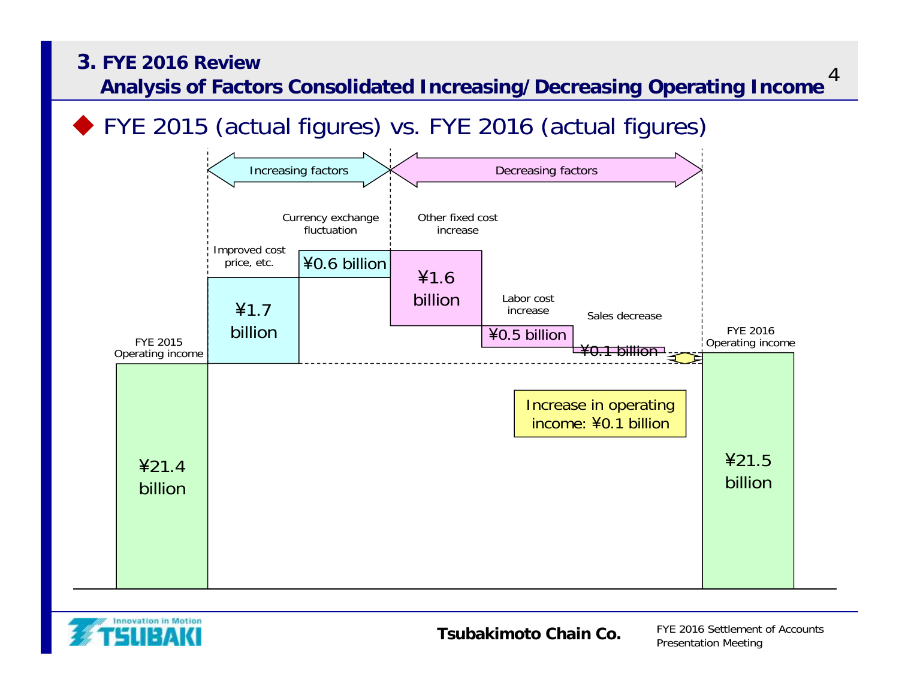# 3. FYE 2016 Review

## Analysis of Factors Consolidated Increasing/Decreasing Operating Income

◆ FYE 2015 (actual figures) vs. FYE 2016 (actual figures)

Increasing factors

Decreasing factors

| Item | Factor type | Amount |
|---|---|---|
| FYE 2015 Operating income | | ¥21.4 billion |
| Improved cost price, etc. | Increasing | ¥1.7 billion |
| Currency exchange fluctuation | Increasing | ¥0.6 billion |
| Other fixed cost increase | Decreasing | ¥1.6 billion |
| Labor cost increase | Decreasing | ¥0.5 billion |
| Sales decrease | Decreasing | ¥0.1 billion |
| FYE 2016 Operating income | | ¥21.5 billion |

Increase in operating income: ¥0.1 billion

Tsubakimoto Chain Co.

FYE 2016 Settlement of Accounts Presentation Meeting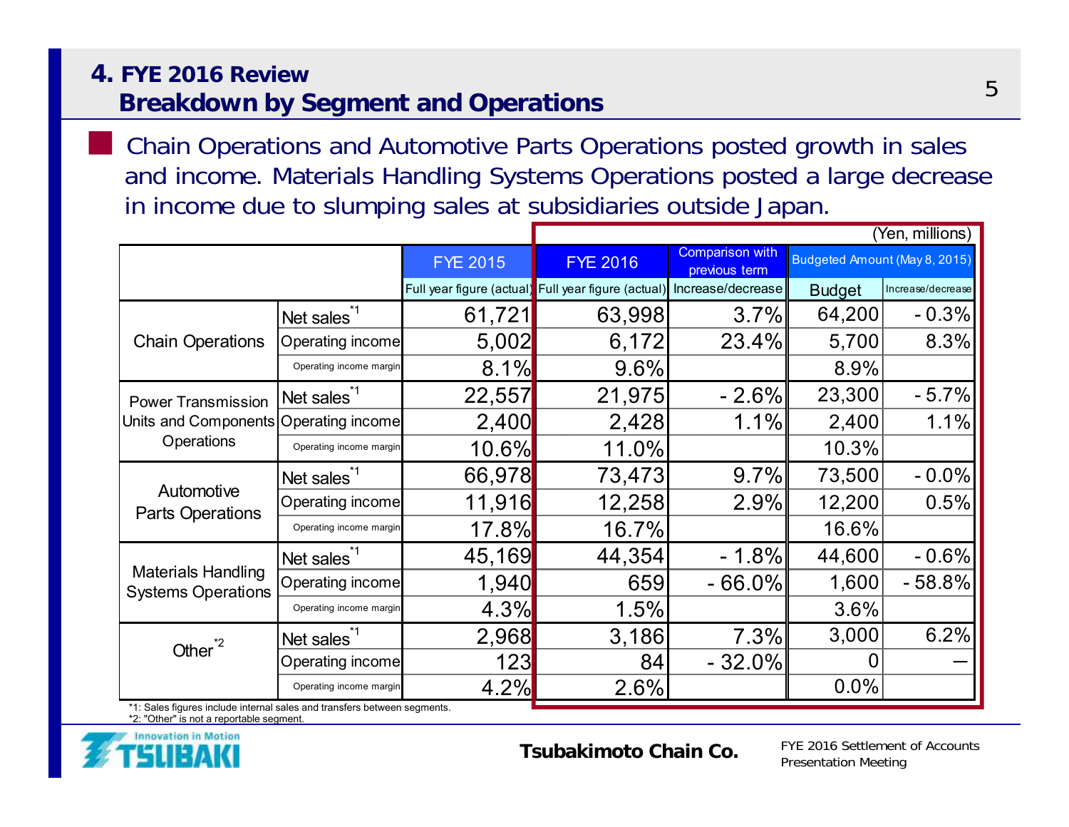# 4. FYE 2016 Review
## Breakdown by Segment and Operations

- Chain Operations and Automotive Parts Operations posted growth in sales and income. Materials Handling Systems Operations posted a large decrease in income due to slumping sales at subsidiaries outside Japan.

(Yen, millions)

| | | FYE 2015 | FYE 2016 | Comparison with previous term | Budgeted Amount (May 8, 2015) | |
|---|---|---|---|---|---|---|
| | | Full year figure (actual) | Full year figure (actual) | Increase/decrease | Budget | Increase/decrease |
| Chain Operations | Net sales*1 | 61,721 | 63,998 | 3.7% | 64,200 | - 0.3% |
| | Operating income | 5,002 | 6,172 | 23.4% | 5,700 | 8.3% |
| | Operating income margin | 8.1% | 9.6% | | 8.9% | |
| Power Transmission Units and Components Operations | Net sales*1 | 22,557 | 21,975 | - 2.6% | 23,300 | - 5.7% |
| | Operating income | 2,400 | 2,428 | 1.1% | 2,400 | 1.1% |
| | Operating income margin | 10.6% | 11.0% | | 10.3% | |
| Automotive Parts Operations | Net sales*1 | 66,978 | 73,473 | 9.7% | 73,500 | - 0.0% |
| | Operating income | 11,916 | 12,258 | 2.9% | 12,200 | 0.5% |
| | Operating income margin | 17.8% | 16.7% | | 16.6% | |
| Materials Handling Systems Operations | Net sales*1 | 45,169 | 44,354 | - 1.8% | 44,600 | - 0.6% |
| | Operating income | 1,940 | 659 | - 66.0% | 1,600 | - 58.8% |
| | Operating income margin | 4.3% | 1.5% | | 3.6% | |
| Other*2 | Net sales*1 | 2,968 | 3,186 | 7.3% | 3,000 | 6.2% |
| | Operating income | 123 | 84 | - 32.0% | 0 | — |
| | Operating income margin | 4.2% | 2.6% | | 0.0% | |

*1: Sales figures include internal sales and transfers between segments.
*2: "Other" is not a reportable segment.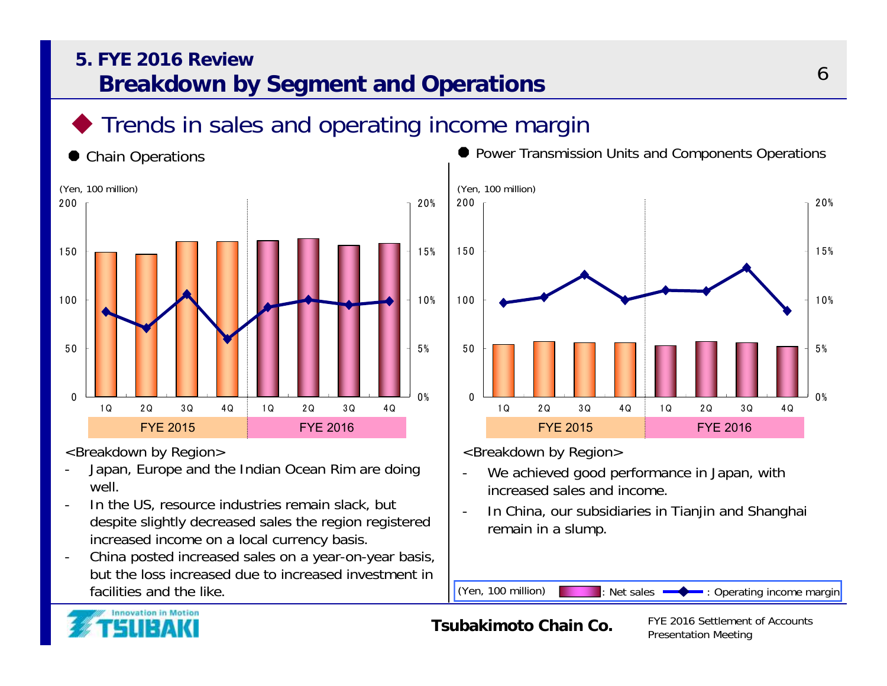## 5. FYE 2016 Review
# Breakdown by Segment and Operations

## ◆ Trends in sales and operating income margin

### ● Chain Operations

(Yen, 100 million)

| | FYE 2015 1Q | FYE 2015 2Q | FYE 2015 3Q | FYE 2015 4Q | FYE 2016 1Q | FYE 2016 2Q | FYE 2016 3Q | FYE 2016 4Q |
|---|---|---|---|---|---|---|---|---|

<Breakdown by Region>

- Japan, Europe and the Indian Ocean Rim are doing well.
- In the US, resource industries remain slack, but despite slightly decreased sales the region registered increased income on a local currency basis.
- China posted increased sales on a year-on-year basis, but the loss increased due to increased investment in facilities and the like.

### ● Power Transmission Units and Components Operations

(Yen, 100 million)

| | FYE 2015 1Q | FYE 2015 2Q | FYE 2015 3Q | FYE 2015 4Q | FYE 2016 1Q | FYE 2016 2Q | FYE 2016 3Q | FYE 2016 4Q |
|---|---|---|---|---|---|---|---|---|

<Breakdown by Region>

- We achieved good performance in Japan, with increased sales and income.
- In China, our subsidiaries in Tianjin and Shanghai remain in a slump.

(Yen, 100 million) : Net sales : Operating income margin

Tsubakimoto Chain Co.

FYE 2016 Settlement of Accounts Presentation Meeting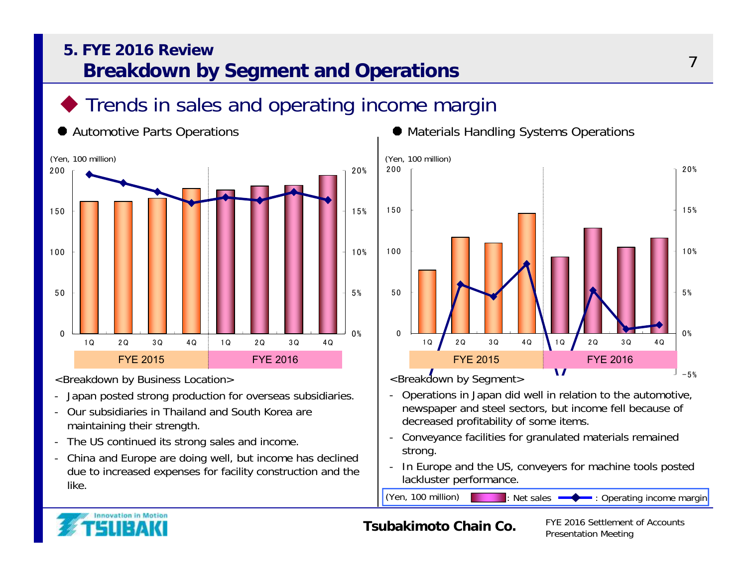## 5. FYE 2016 Review
# Breakdown by Segment and Operations

## ◆ Trends in sales and operating income margin

● Automotive Parts Operations

(Yen, 100 million)

FYE 2015: 1Q, 2Q, 3Q, 4Q — FYE 2016: 1Q, 2Q, 3Q, 4Q

<Breakdown by Business Location>

- Japan posted strong production for overseas subsidiaries.
- Our subsidiaries in Thailand and South Korea are maintaining their strength.
- The US continued its strong sales and income.
- China and Europe are doing well, but income has declined due to increased expenses for facility construction and the like.

● Materials Handling Systems Operations

(Yen, 100 million)

FYE 2015: 1Q, 2Q, 3Q, 4Q — FYE 2016: 1Q, 2Q, 3Q, 4Q

<Breakdown by Segment>

- Operations in Japan did well in relation to the automotive, newspaper and steel sectors, but income fell because of decreased profitability of some items.
- Conveyance facilities for granulated materials remained strong.
- In Europe and the US, conveyers for machine tools posted lackluster performance.

(Yen, 100 million) : Net sales : Operating income margin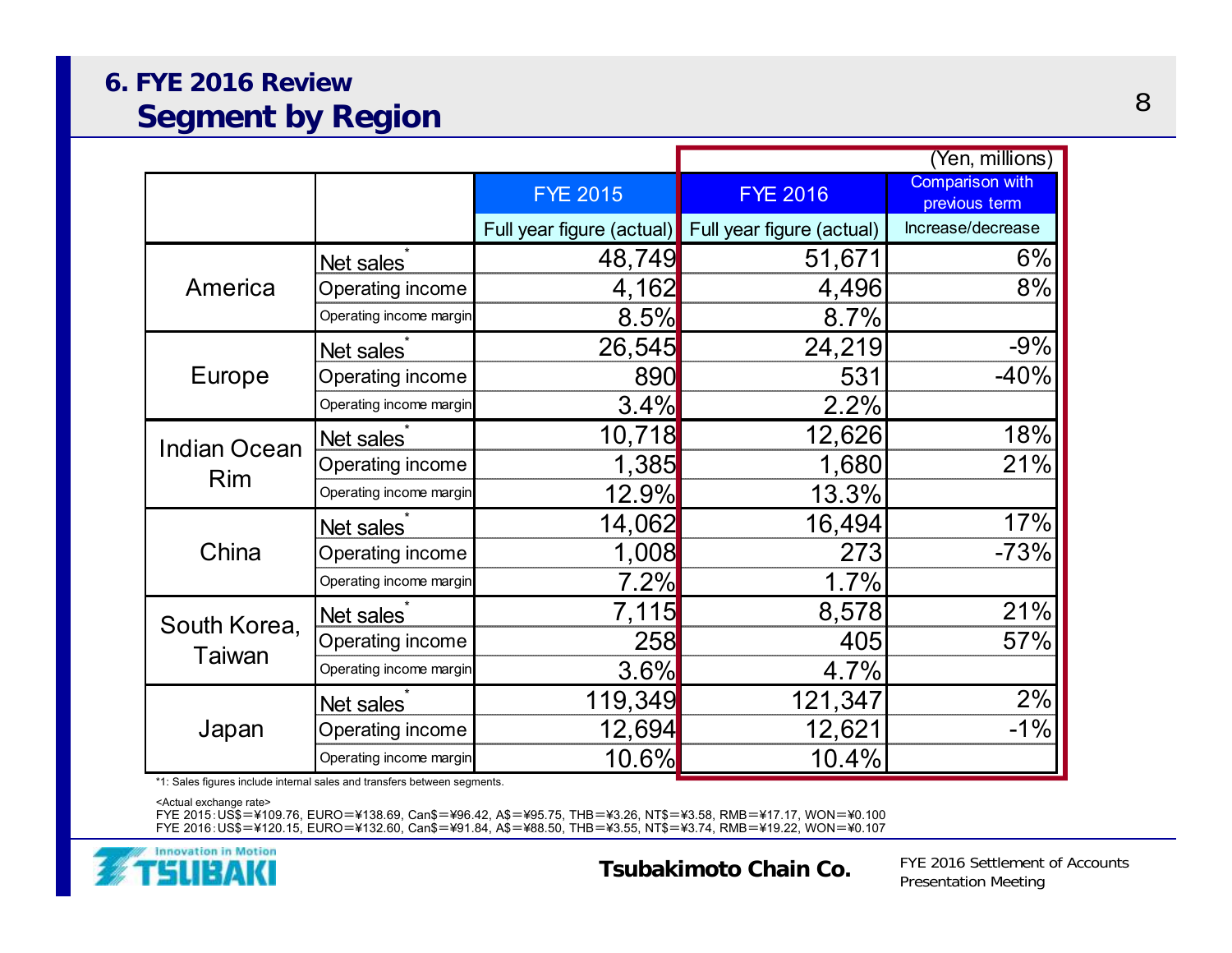# 6. FYE 2016 Review
## Segment by Region

(Yen, millions)

| | | FYE 2015 | FYE 2016 | Comparison with previous term |
|---|---|---|---|---|
| | | Full year figure (actual) | Full year figure (actual) | Increase/decrease |
| America | Net sales* | 48,749 | 51,671 | 6% |
| | Operating income | 4,162 | 4,496 | 8% |
| | Operating income margin | 8.5% | 8.7% | |
| Europe | Net sales* | 26,545 | 24,219 | -9% |
| | Operating income | 890 | 531 | -40% |
| | Operating income margin | 3.4% | 2.2% | |
| Indian Ocean Rim | Net sales* | 10,718 | 12,626 | 18% |
| | Operating income | 1,385 | 1,680 | 21% |
| | Operating income margin | 12.9% | 13.3% | |
| China | Net sales* | 14,062 | 16,494 | 17% |
| | Operating income | 1,008 | 273 | -73% |
| | Operating income margin | 7.2% | 1.7% | |
| South Korea, Taiwan | Net sales* | 7,115 | 8,578 | 21% |
| | Operating income | 258 | 405 | 57% |
| | Operating income margin | 3.6% | 4.7% | |
| Japan | Net sales* | 119,349 | 121,347 | 2% |
| | Operating income | 12,694 | 12,621 | -1% |
| | Operating income margin | 10.6% | 10.4% | |

*1: Sales figures include internal sales and transfers between segments.

<Actual exchange rate>
FYE 2015：US$＝¥109.76, EURO＝¥138.69, Can$＝¥96.42, A$＝¥95.75, THB＝¥3.26, NT$＝¥3.58, RMB＝¥17.17, WON＝¥0.100
FYE 2016：US$＝¥120.15, EURO＝¥132.60, Can$＝¥91.84, A$＝¥88.50, THB＝¥3.55, NT$＝¥3.74, RMB＝¥19.22, WON＝¥0.107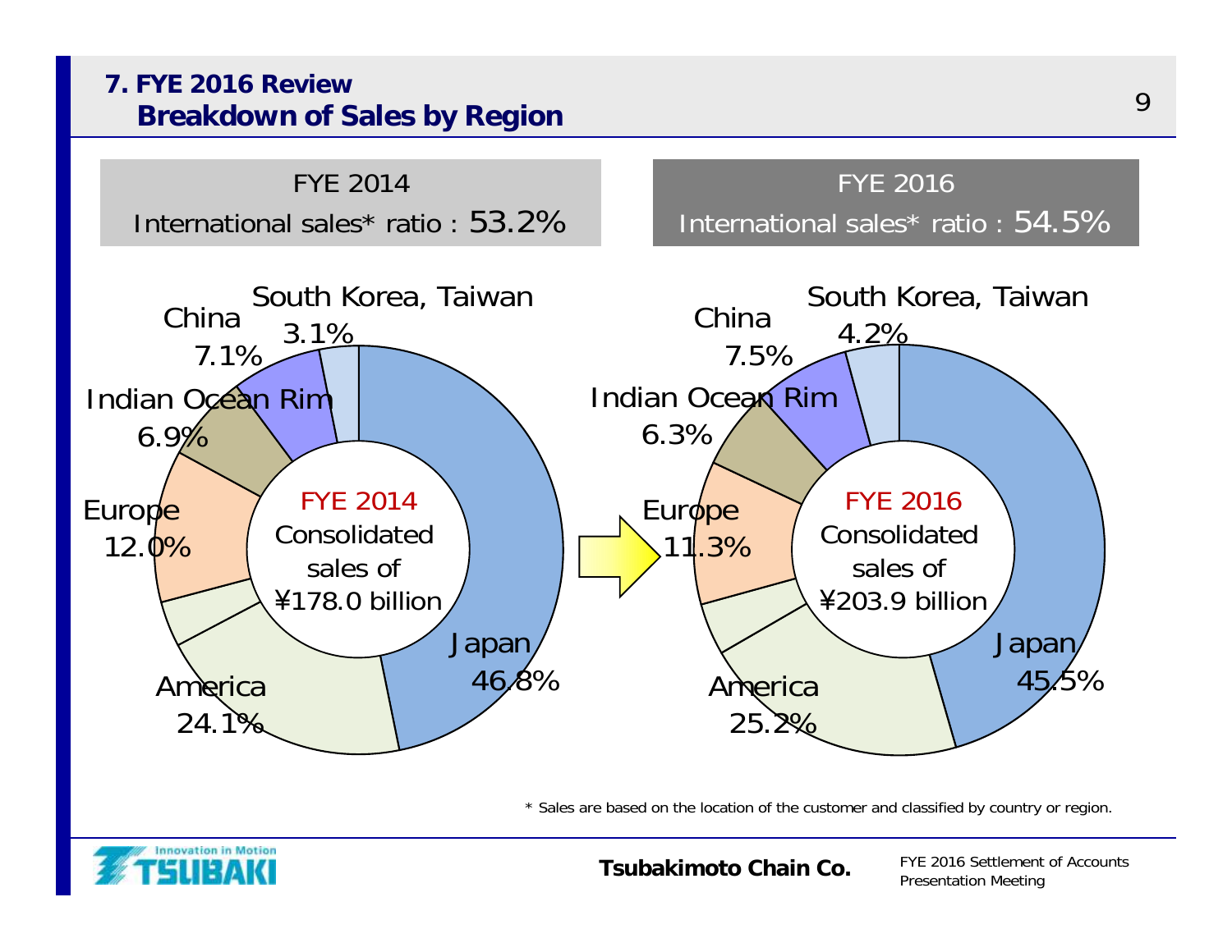# 7. FYE 2016 Review
## Breakdown of Sales by Region

| FYE 2014 | FYE 2016 |
| --- | --- |
| International sales* ratio : 53.2% | International sales* ratio : 54.5% |

**FYE 2014** Consolidated sales of ¥178.0 billion

- Japan 46.8%
- America 24.1%
- Europe 12.0%
- Indian Ocean Rim 6.9%
- China 7.1%
- South Korea, Taiwan 3.1%

**FYE 2016** Consolidated sales of ¥203.9 billion

- Japan 45.5%
- America 25.2%
- Europe 11.3%
- Indian Ocean Rim 6.3%
- China 7.5%
- South Korea, Taiwan 4.2%

\* Sales are based on the location of the customer and classified by country or region.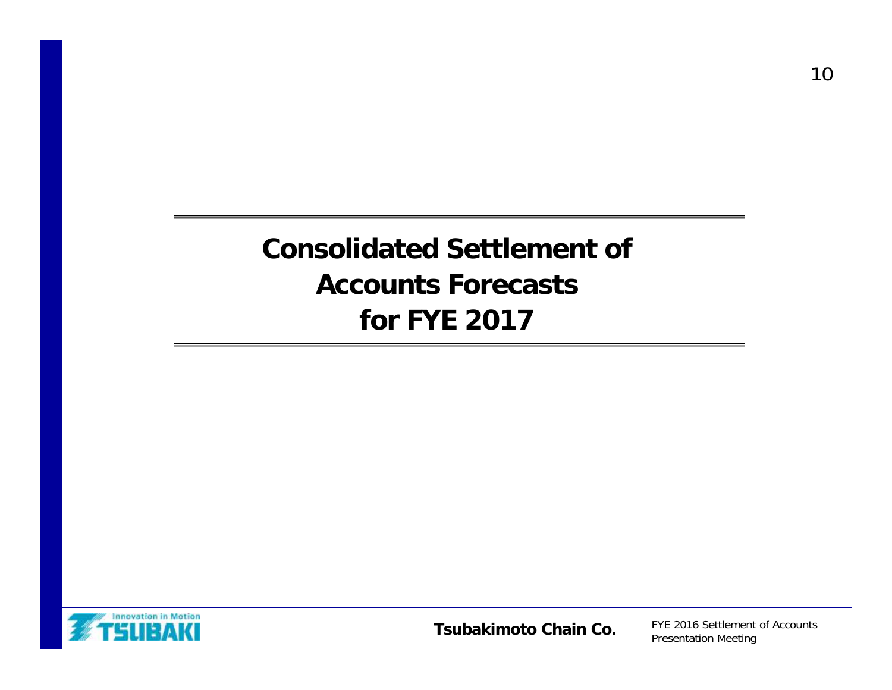# Consolidated Settlement of Accounts Forecasts for FYE 2017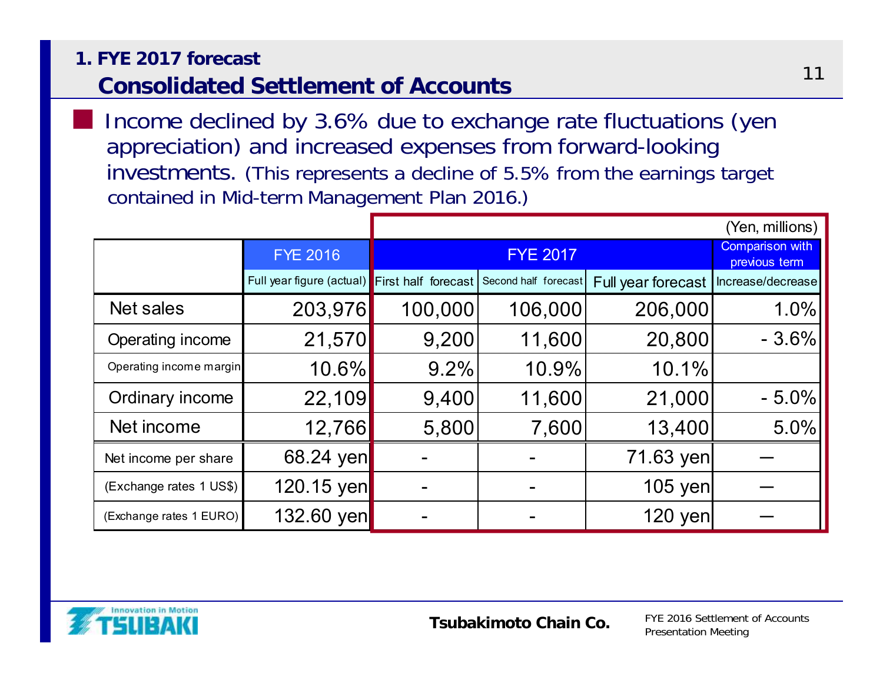## 1. FYE 2017 forecast

## Consolidated Settlement of Accounts

- Income declined by 3.6% due to exchange rate fluctuations (yen appreciation) and increased expenses from forward-looking investments. (This represents a decline of 5.5% from the earnings target contained in Mid-term Management Plan 2016.)

(Yen, millions)

| | FYE 2016 | FYE 2017 | | | Comparison with previous term |
|---|---|---|---|---|---|
| | Full year figure (actual) | First half forecast | Second half forecast | Full year forecast | Increase/decrease |
| Net sales | 203,976 | 100,000 | 106,000 | 206,000 | 1.0% |
| Operating income | 21,570 | 9,200 | 11,600 | 20,800 | - 3.6% |
| Operating income margin | 10.6% | 9.2% | 10.9% | 10.1% | |
| Ordinary income | 22,109 | 9,400 | 11,600 | 21,000 | - 5.0% |
| Net income | 12,766 | 5,800 | 7,600 | 13,400 | 5.0% |
| Net income per share | 68.24 yen | - | - | 71.63 yen | — |
| (Exchange rates 1 US$) | 120.15 yen | - | - | 105 yen | — |
| (Exchange rates 1 EURO) | 132.60 yen | - | - | 120 yen | — |

Tsubakimoto Chain Co.

FYE 2016 Settlement of Accounts Presentation Meeting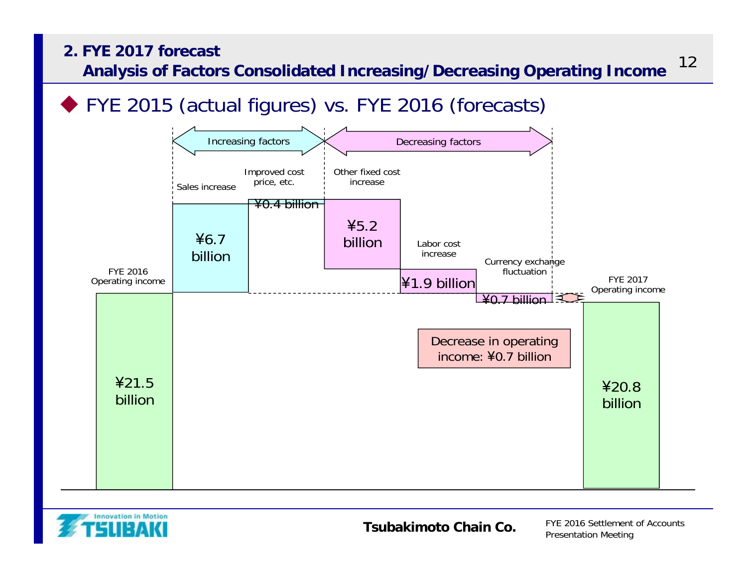## 2. FYE 2017 forecast
## Analysis of Factors Consolidated Increasing/Decreasing Operating Income

◆ FYE 2015 (actual figures) vs. FYE 2016 (forecasts)

Increasing factors | Decreasing factors

| Item | Amount |
|---|---|
| FYE 2016 Operating income | ¥21.5 billion |
| Sales increase | ¥6.7 billion |
| Improved cost price, etc. | ¥0.4 billion |
| Other fixed cost increase | ¥5.2 billion |
| Labor cost increase | ¥1.9 billion |
| Currency exchange fluctuation | ¥0.7 billion |
| FYE 2017 Operating income | ¥20.8 billion |

Decrease in operating income: ¥0.7 billion

Tsubakimoto Chain Co.

FYE 2016 Settlement of Accounts Presentation Meeting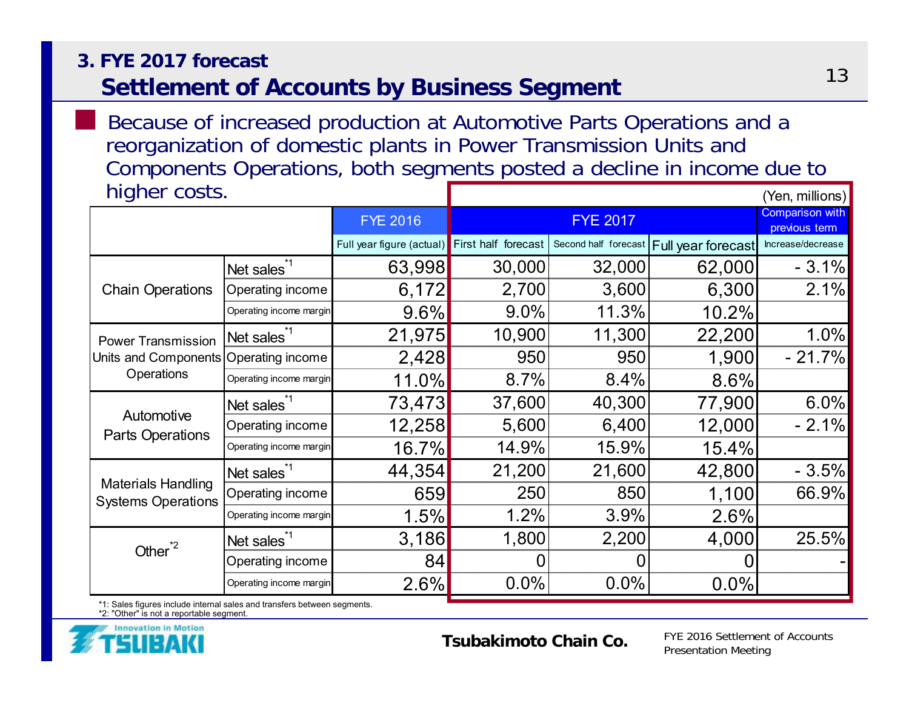## 3. FYE 2017 forecast

# Settlement of Accounts by Business Segment

- Because of increased production at Automotive Parts Operations and a reorganization of domestic plants in Power Transmission Units and Components Operations, both segments posted a decline in income due to higher costs.

(Yen, millions)

| | | FYE 2016 | FYE 2017 | | | Comparison with previous term |
|---|---|---|---|---|---|---|
| | | Full year figure (actual) | First half forecast | Second half forecast | Full year forecast | Increase/decrease |
| Chain Operations | Net sales[*1] | 63,998 | 30,000 | 32,000 | 62,000 | - 3.1% |
| | Operating income | 6,172 | 2,700 | 3,600 | 6,300 | 2.1% |
| | Operating income margin | 9.6% | 9.0% | 11.3% | 10.2% | |
| Power Transmission Units and Components Operations | Net sales[*1] | 21,975 | 10,900 | 11,300 | 22,200 | 1.0% |
| | Operating income | 2,428 | 950 | 950 | 1,900 | - 21.7% |
| | Operating income margin | 11.0% | 8.7% | 8.4% | 8.6% | |
| Automotive Parts Operations | Net sales[*1] | 73,473 | 37,600 | 40,300 | 77,900 | 6.0% |
| | Operating income | 12,258 | 5,600 | 6,400 | 12,000 | - 2.1% |
| | Operating income margin | 16.7% | 14.9% | 15.9% | 15.4% | |
| Materials Handling Systems Operations | Net sales[*1] | 44,354 | 21,200 | 21,600 | 42,800 | - 3.5% |
| | Operating income | 659 | 250 | 850 | 1,100 | 66.9% |
| | Operating income margin | 1.5% | 1.2% | 3.9% | 2.6% | |
| Other[*2] | Net sales[*1] | 3,186 | 1,800 | 2,200 | 4,000 | 25.5% |
| | Operating income | 84 | 0 | 0 | 0 | - |
| | Operating income margin | 2.6% | 0.0% | 0.0% | 0.0% | |

*1: Sales figures include internal sales and transfers between segments.
*2: "Other" is not a reportable segment.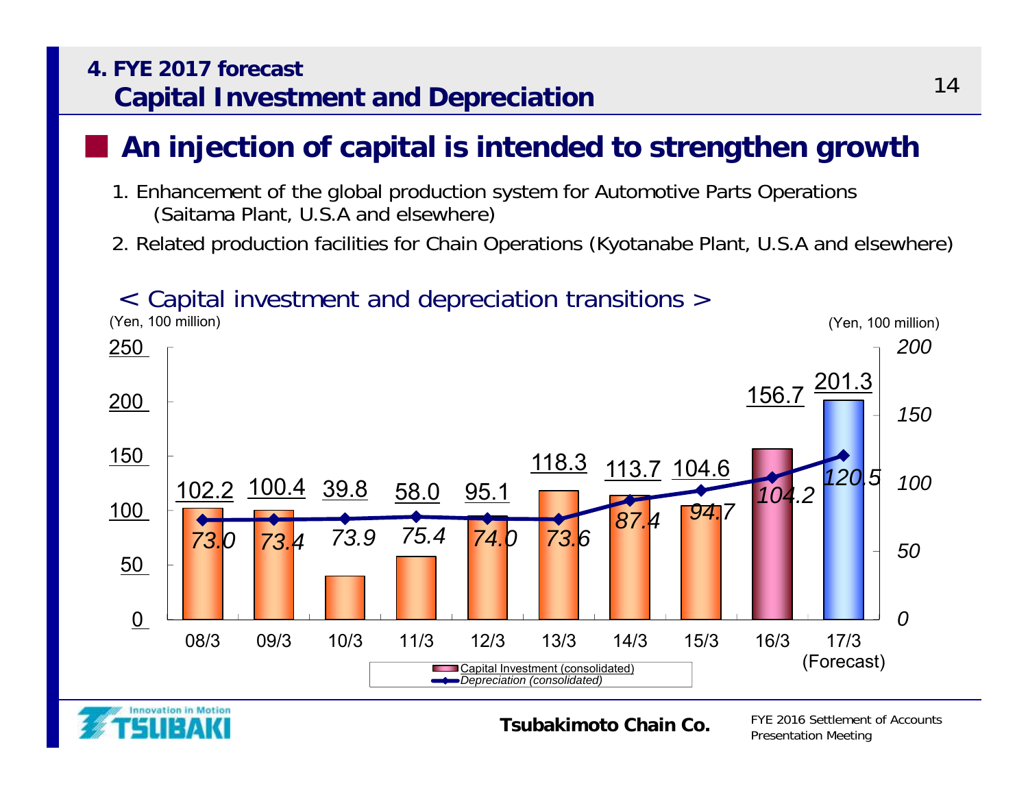## 4. FYE 2017 forecast
## Capital Investment and Depreciation

### An injection of capital is intended to strengthen growth

1. Enhancement of the global production system for Automotive Parts Operations (Saitama Plant, U.S.A and elsewhere)
2. Related production facilities for Chain Operations (Kyotanabe Plant, U.S.A and elsewhere)

< Capital investment and depreciation transitions >

(Yen, 100 million)

| | 08/3 | 09/3 | 10/3 | 11/3 | 12/3 | 13/3 | 14/3 | 15/3 | 16/3 | 17/3 (Forecast) |
|---|---|---|---|---|---|---|---|---|---|---|
| Capital Investment (consolidated) | 102.2 | 100.4 | 39.8 | 58.0 | 95.1 | 118.3 | 113.7 | 104.6 | 156.7 | 201.3 |
| *Depreciation (consolidated)* | 73.0 | 73.4 | 73.9 | 75.4 | 74.0 | 73.6 | 87.4 | 94.7 | 104.2 | 120.5 |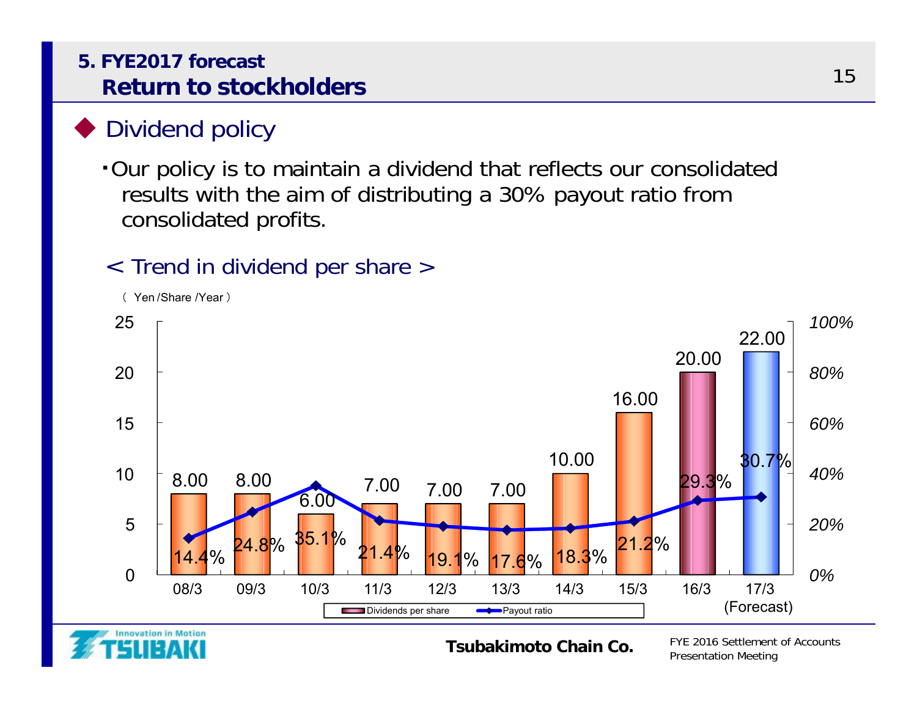## 5. FYE2017 forecast
## Return to stockholders

### ◆ Dividend policy

・Our policy is to maintain a dividend that reflects our consolidated results with the aim of distributing a 30% payout ratio from consolidated profits.

< Trend in dividend per share >

（ Yen /Share /Year ）

| | 08/3 | 09/3 | 10/3 | 11/3 | 12/3 | 13/3 | 14/3 | 15/3 | 16/3 | 17/3 (Forecast) |
|---|---|---|---|---|---|---|---|---|---|---|
| Dividends per share | 8.00 | 8.00 | 6.00 | 7.00 | 7.00 | 7.00 | 10.00 | 16.00 | 20.00 | 22.00 |
| Payout ratio | 14.4% | 24.8% | 35.1% | 21.4% | 19.1% | 17.6% | 18.3% | 21.2% | 29.3% | 30.7% |

Tsubakimoto Chain Co.

FYE 2016 Settlement of Accounts Presentation Meeting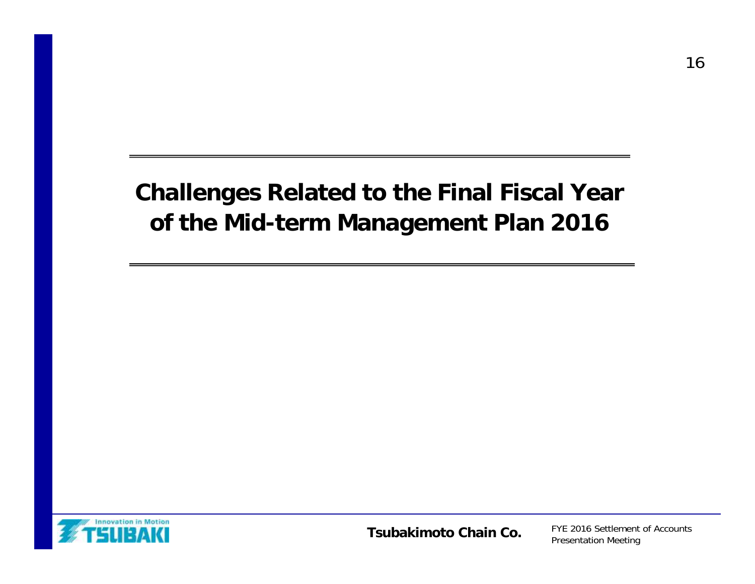# Challenges Related to the Final Fiscal Year of the Mid-term Management Plan 2016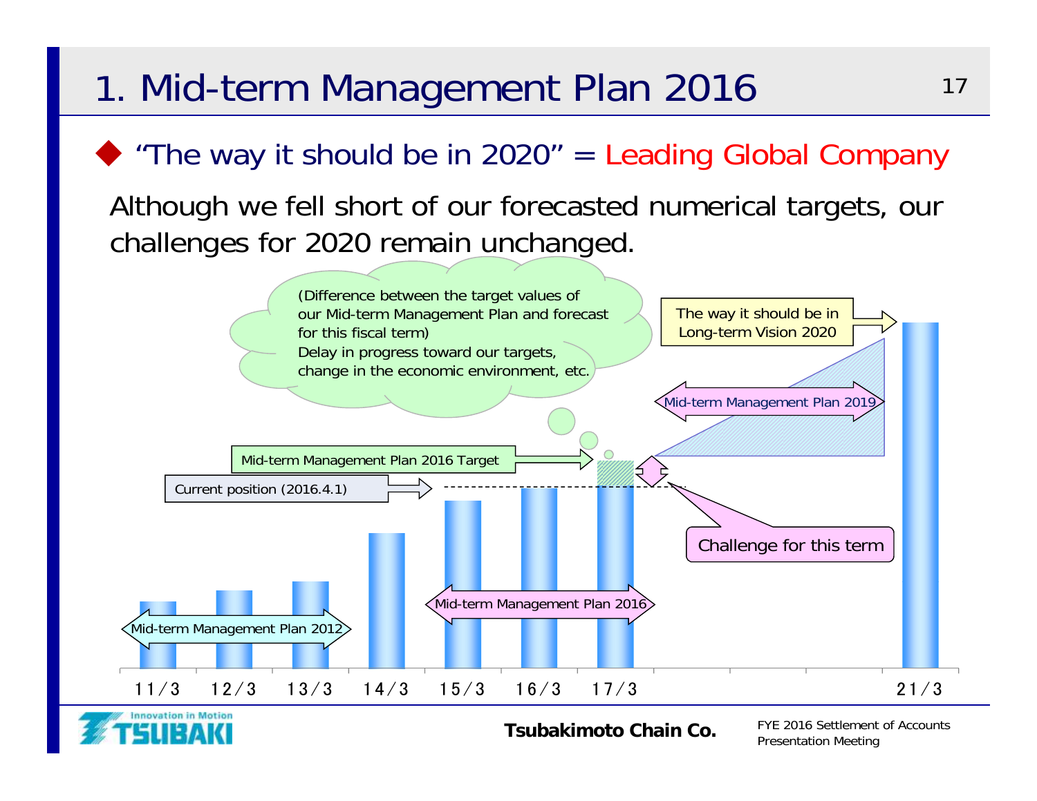# 1. Mid-term Management Plan 2016

◆ "The way it should be in 2020" = Leading Global Company

Although we fell short of our forecasted numerical targets, our challenges for 2020 remain unchanged.

(Difference between the target values of our Mid-term Management Plan and forecast for this fiscal term)
Delay in progress toward our targets, change in the economic environment, etc.

The way it should be in Long-term Vision 2020

Mid-term Management Plan 2019

Mid-term Management Plan 2016 Target

Current position (2016.4.1)

Challenge for this term

Mid-term Management Plan 2016

Mid-term Management Plan 2012

11/3　12/3　13/3　14/3　15/3　16/3　17/3　21/3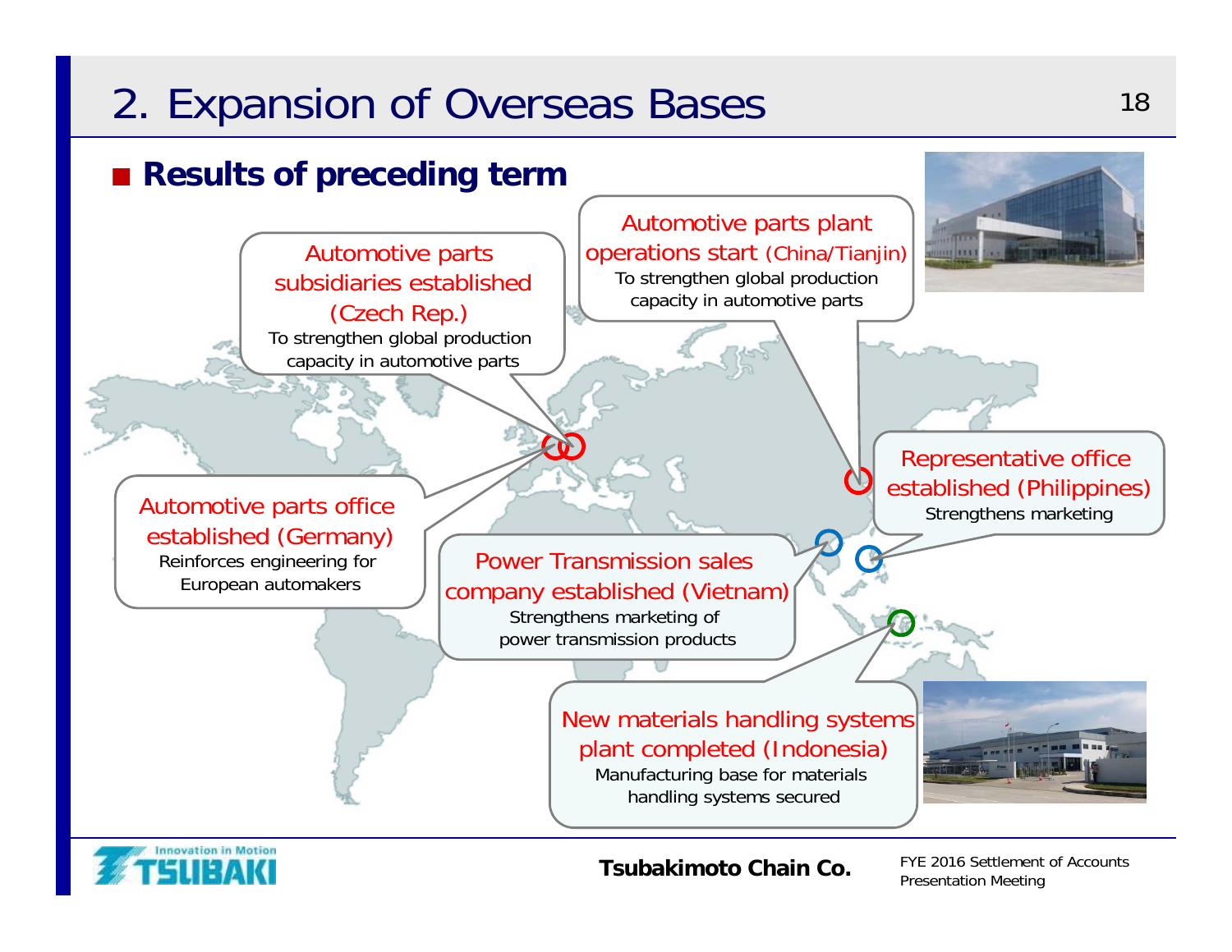# 2. Expansion of Overseas Bases

## Results of preceding term

**Automotive parts subsidiaries established (Czech Rep.)**
To strengthen global production capacity in automotive parts

**Automotive parts plant operations start (China/Tianjin)**
To strengthen global production capacity in automotive parts

**Automotive parts office established (Germany)**
Reinforces engineering for European automakers

**Representative office established (Philippines)**
Strengthens marketing

**Power Transmission sales company established (Vietnam)**
Strengthens marketing of power transmission products

**New materials handling systems plant completed (Indonesia)**
Manufacturing base for materials handling systems secured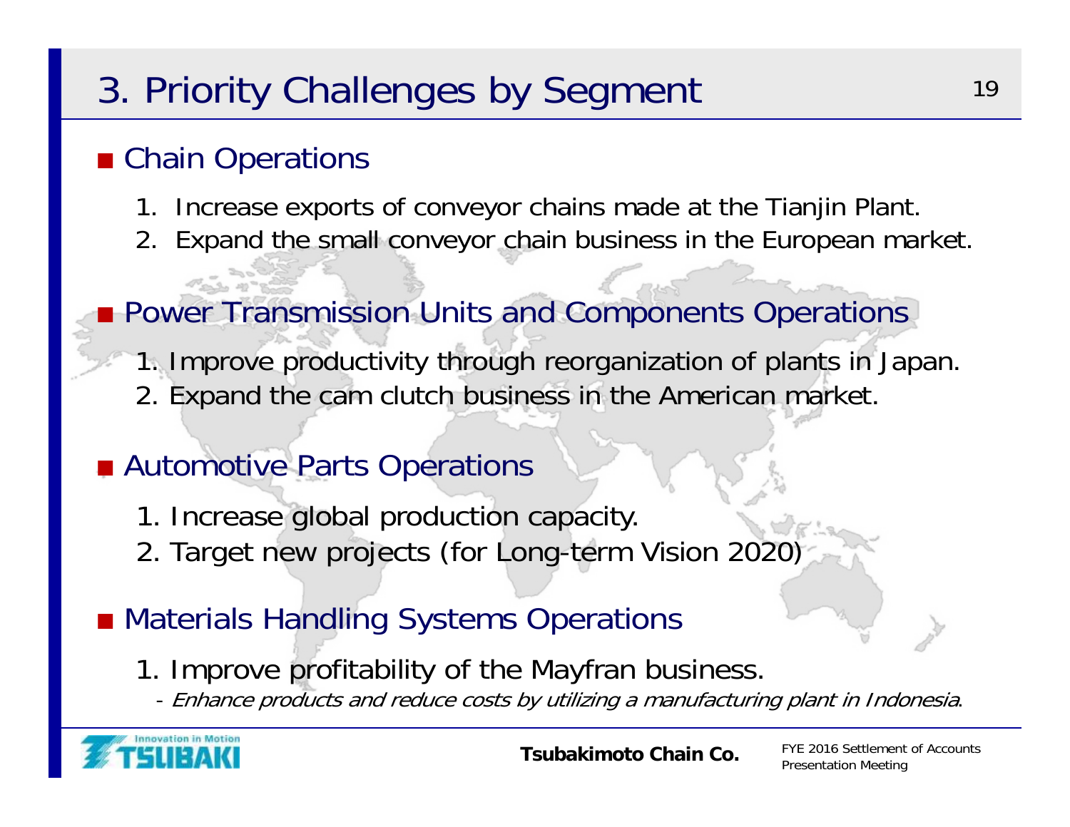# 3. Priority Challenges by Segment

## Chain Operations

1. Increase exports of conveyor chains made at the Tianjin Plant.
2. Expand the small conveyor chain business in the European market.

## Power Transmission Units and Components Operations

1. Improve productivity through reorganization of plants in Japan.
2. Expand the cam clutch business in the American market.

## Automotive Parts Operations

1. Increase global production capacity.
2. Target new projects (for Long-term Vision 2020)

## Materials Handling Systems Operations

1. Improve profitability of the Mayfran business.
   - *Enhance products and reduce costs by utilizing a manufacturing plant in Indonesia*.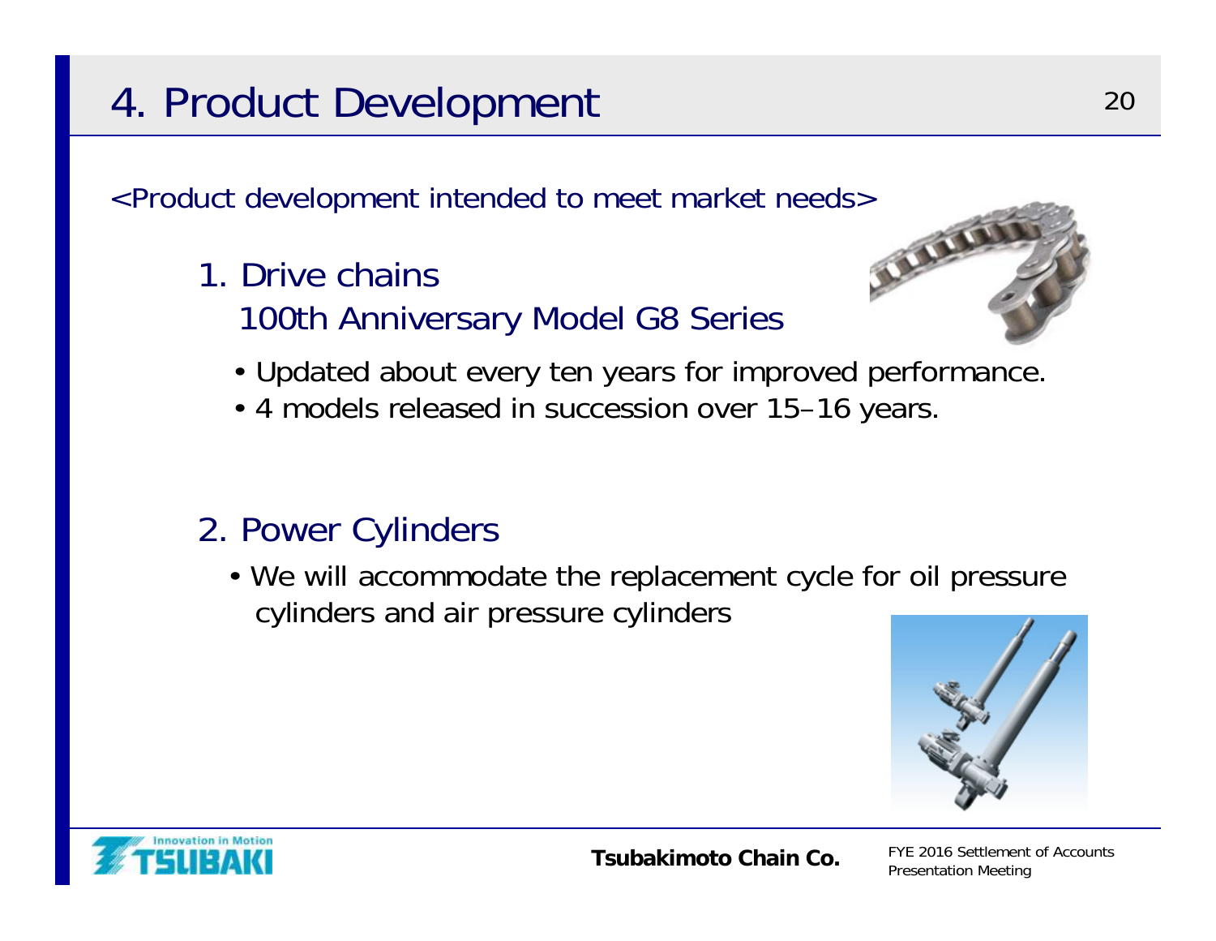# 4. Product Development

<Product development intended to meet market needs>

1. Drive chains
   100th Anniversary Model G8 Series

   - Updated about every ten years for improved performance.
   - 4 models released in succession over 15–16 years.

2. Power Cylinders

   - We will accommodate the replacement cycle for oil pressure cylinders and air pressure cylinders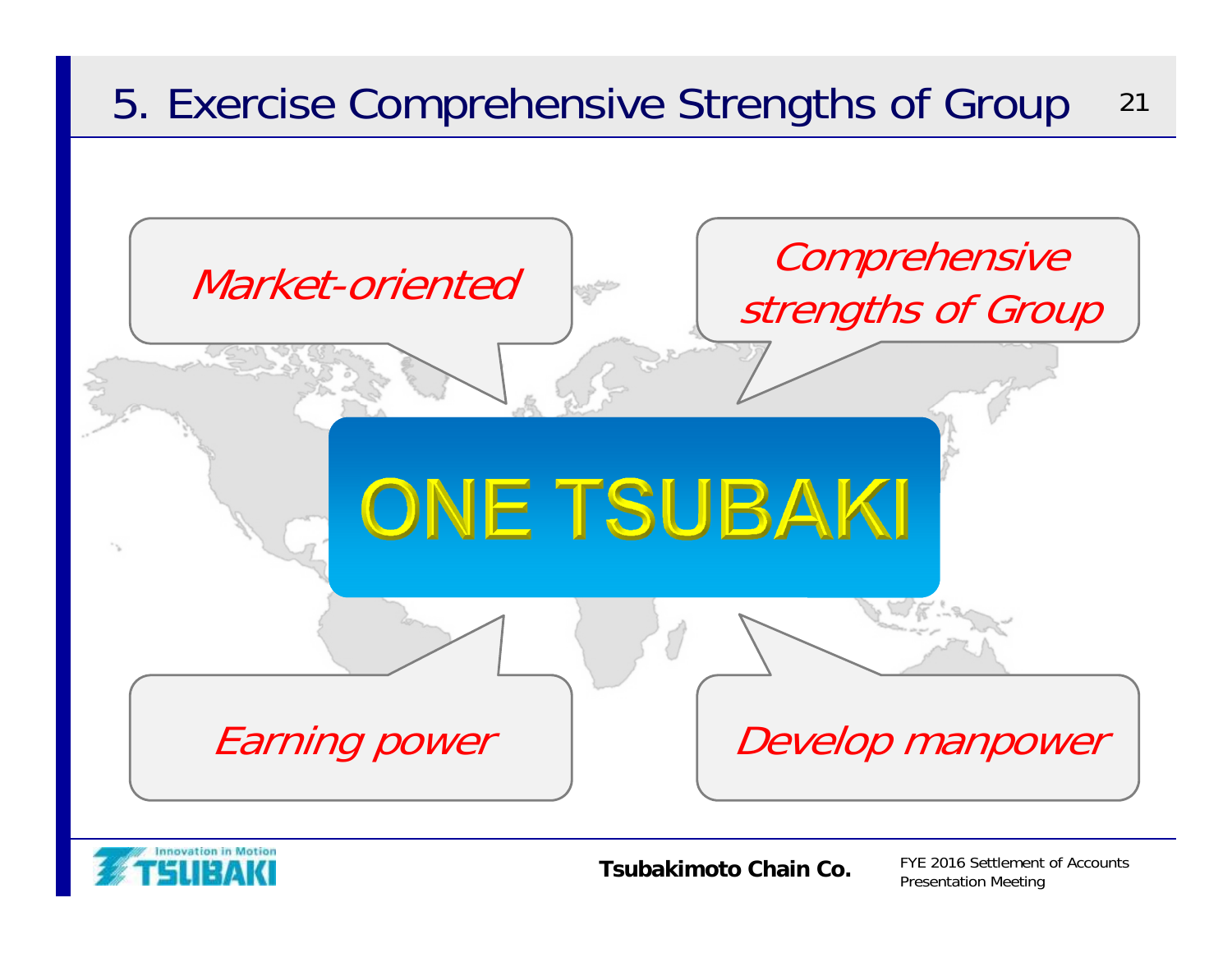# 5. Exercise Comprehensive Strengths of Group

*Market-oriented*

*Comprehensive strengths of Group*

**ONE TSUBAKI**

*Earning power*

*Develop manpower*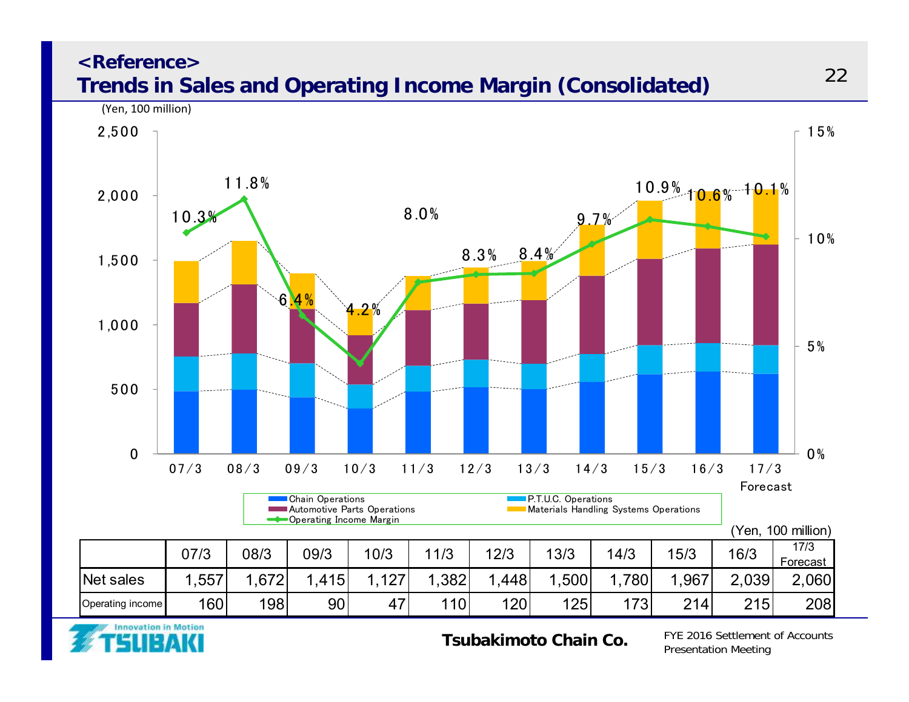## <Reference>
# Trends in Sales and Operating Income Margin (Consolidated)

(Yen, 100 million)

Chart legend: Chain Operations, P.T.U.C. Operations, Automotive Parts Operations, Materials Handling Systems Operations, Operating Income Margin

Operating income margin: 07/3 10.3%, 08/3 11.8%, 09/3 6.4%, 10/3 4.2%, 11/3 8.0%, 12/3 8.3%, 13/3 8.4%, 14/3 9.7%, 15/3 10.9%, 16/3 10.6%, 17/3 Forecast 10.1%

(Yen, 100 million)

| | 07/3 | 08/3 | 09/3 | 10/3 | 11/3 | 12/3 | 13/3 | 14/3 | 15/3 | 16/3 | 17/3 Forecast |
|---|---|---|---|---|---|---|---|---|---|---|---|
| Net sales | 1,557 | 1,672 | 1,415 | 1,127 | 1,382 | 1,448 | 1,500 | 1,780 | 1,967 | 2,039 | 2,060 |
| Operating income | 160 | 198 | 90 | 47 | 110 | 120 | 125 | 173 | 214 | 215 | 208 |

Tsubakimoto Chain Co.

FYE 2016 Settlement of Accounts Presentation Meeting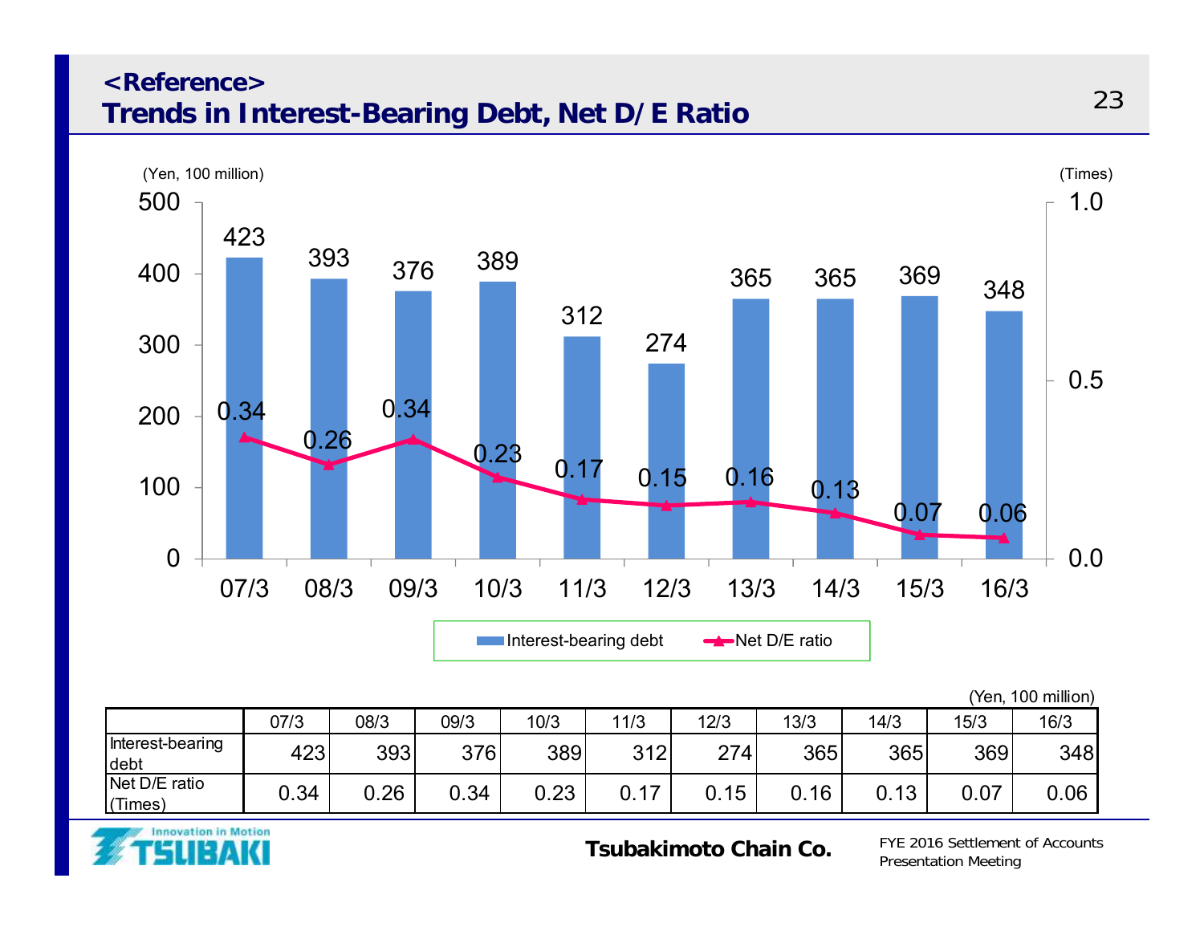## <Reference>
# Trends in Interest-Bearing Debt, Net D/E Ratio

(Yen, 100 million)

| | 07/3 | 08/3 | 09/3 | 10/3 | 11/3 | 12/3 | 13/3 | 14/3 | 15/3 | 16/3 |
|---|---|---|---|---|---|---|---|---|---|---|
| Interest-bearing debt | 423 | 393 | 376 | 389 | 312 | 274 | 365 | 365 | 369 | 348 |
| Net D/E ratio (Times) | 0.34 | 0.26 | 0.34 | 0.23 | 0.17 | 0.15 | 0.16 | 0.13 | 0.07 | 0.06 |

Tsubakimoto Chain Co.

FYE 2016 Settlement of Accounts Presentation Meeting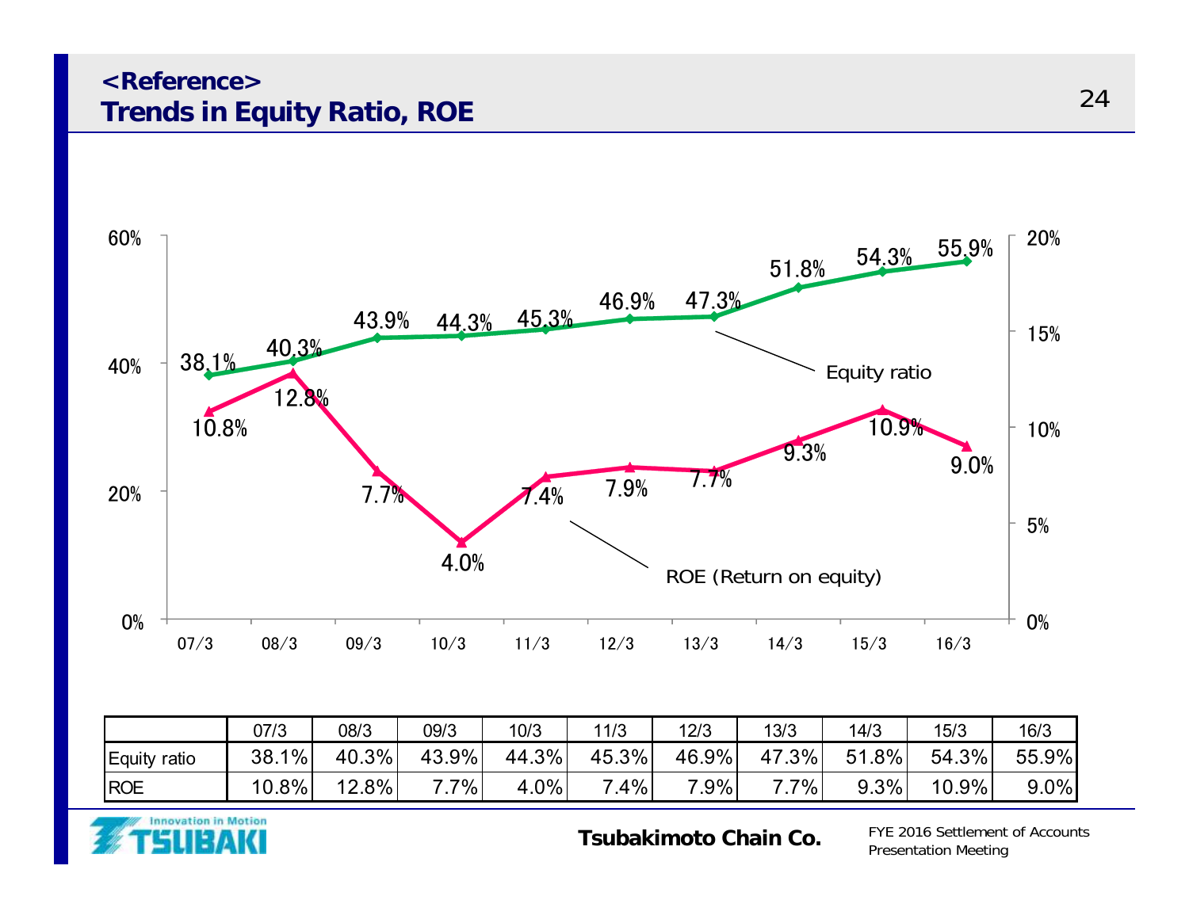## <Reference>
# Trends in Equity Ratio, ROE

| | 07/3 | 08/3 | 09/3 | 10/3 | 11/3 | 12/3 | 13/3 | 14/3 | 15/3 | 16/3 |
|---|---|---|---|---|---|---|---|---|---|---|
| Equity ratio | 38.1% | 40.3% | 43.9% | 44.3% | 45.3% | 46.9% | 47.3% | 51.8% | 54.3% | 55.9% |
| ROE | 10.8% | 12.8% | 7.7% | 4.0% | 7.4% | 7.9% | 7.7% | 9.3% | 10.9% | 9.0% |

Tsubakimoto Chain Co.

FYE 2016 Settlement of Accounts Presentation Meeting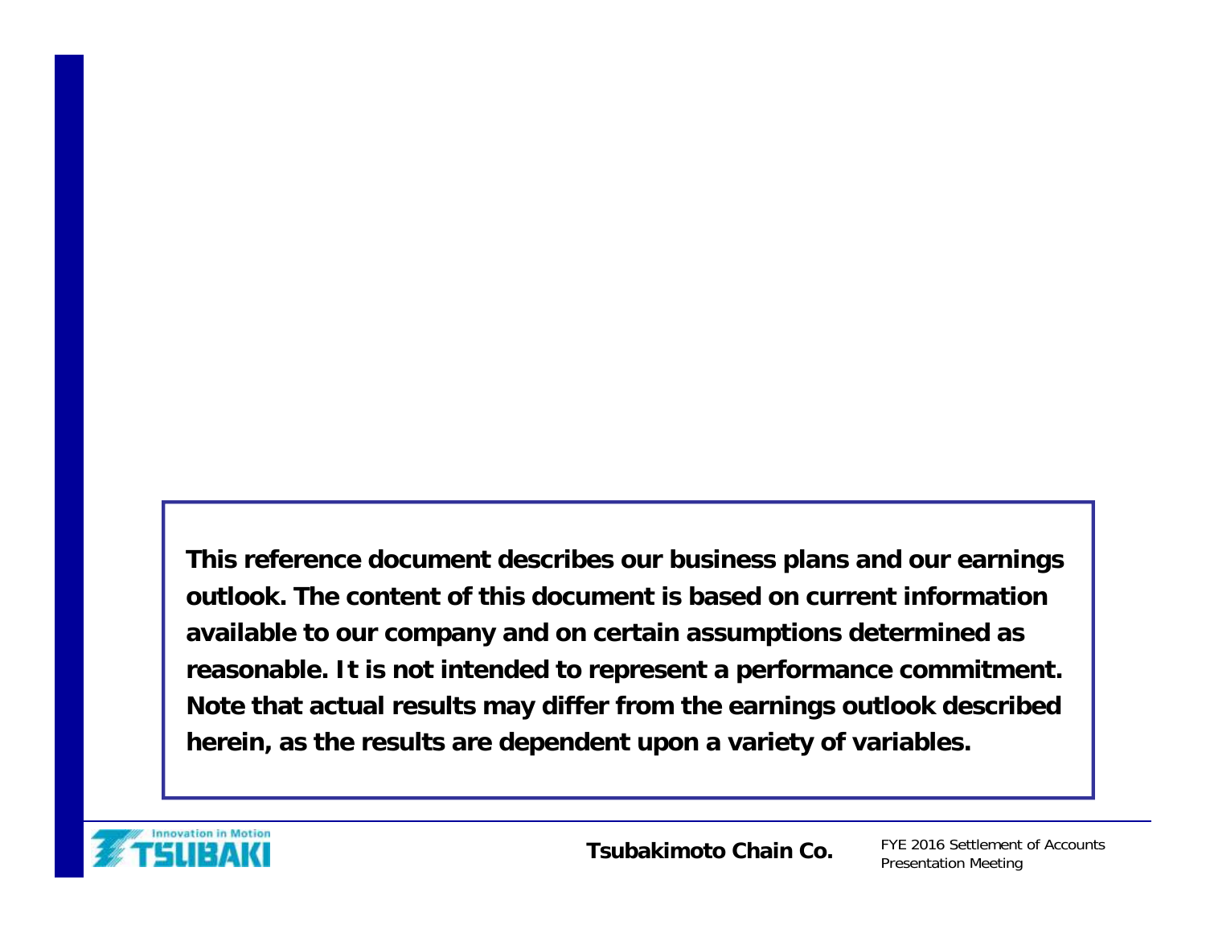**This reference document describes our business plans and our earnings outlook. The content of this document is based on current information available to our company and on certain assumptions determined as reasonable. It is not intended to represent a performance commitment. Note that actual results may differ from the earnings outlook described herein, as the results are dependent upon a variety of variables.**